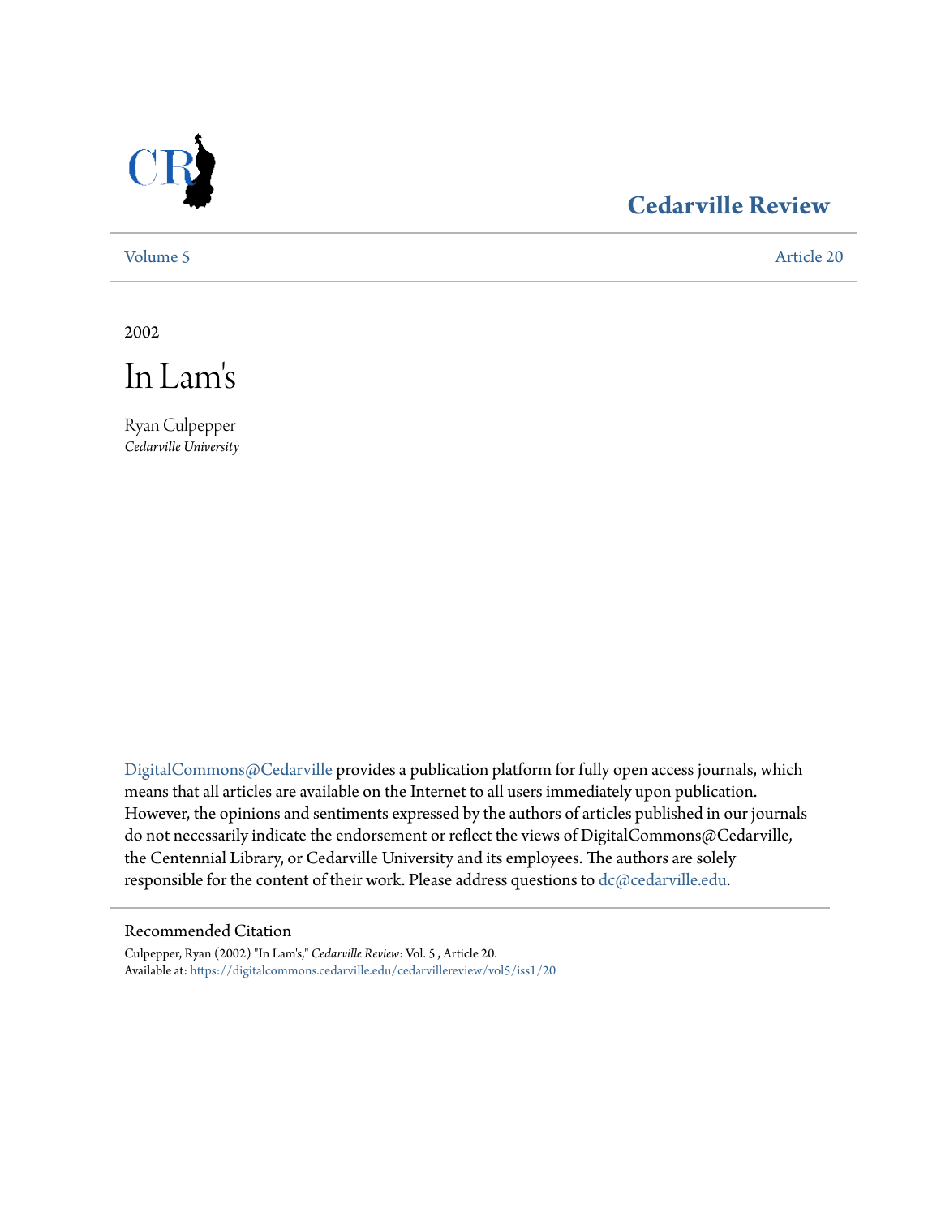Cedarville Review

Volume 5 Article 20

2002

# In Lam's

Ryan Culpepper
*Cedarville University*

DigitalCommons@Cedarville provides a publication platform for fully open access journals, which means that all articles are available on the Internet to all users immediately upon publication. However, the opinions and sentiments expressed by the authors of articles published in our journals do not necessarily indicate the endorsement or reflect the views of DigitalCommons@Cedarville, the Centennial Library, or Cedarville University and its employees. The authors are solely responsible for the content of their work. Please address questions to dc@cedarville.edu.

## Recommended Citation

Culpepper, Ryan (2002) "In Lam's," *Cedarville Review*: Vol. 5 , Article 20.
Available at: https://digitalcommons.cedarville.edu/cedarvillereview/vol5/iss1/20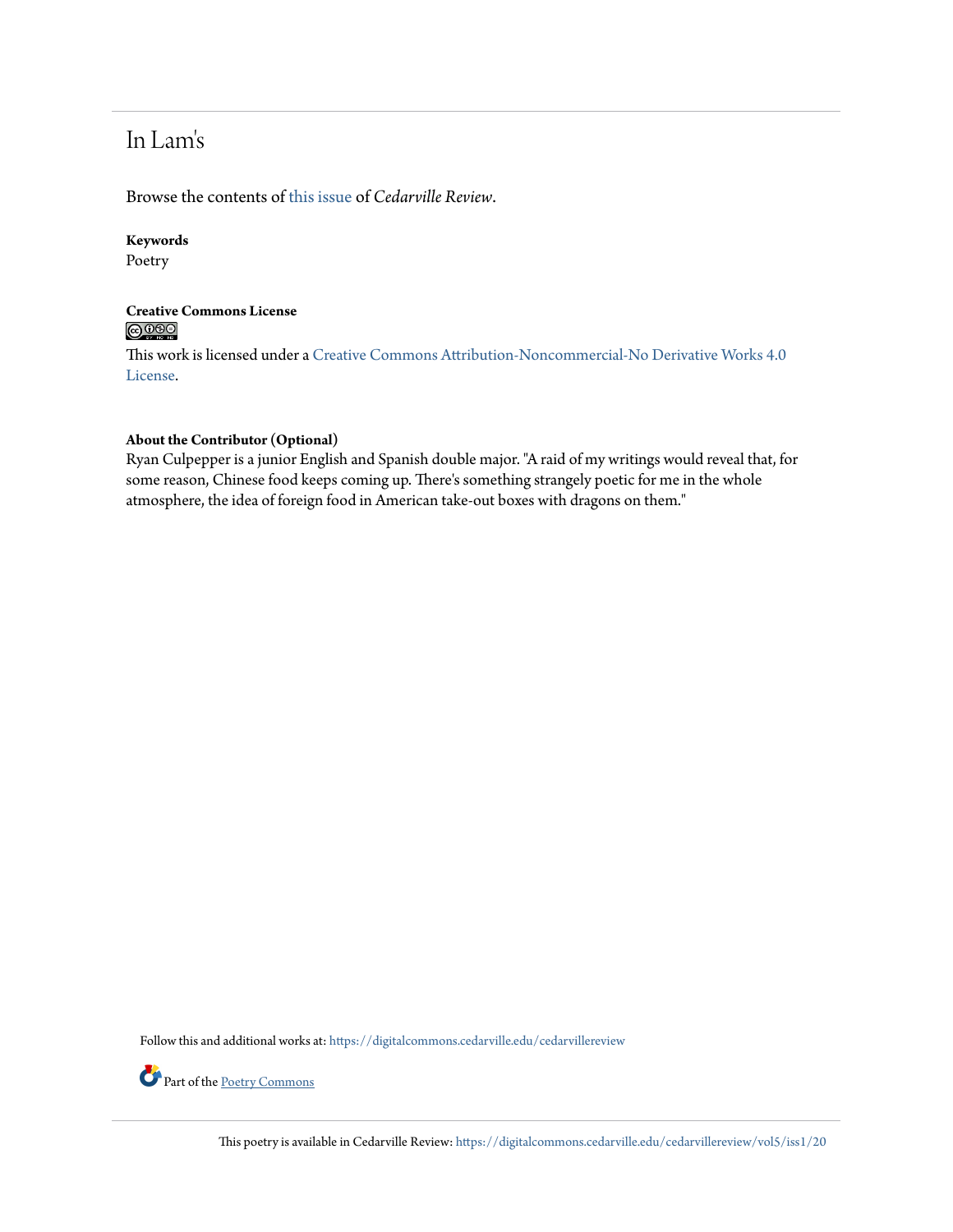# In Lam's

Browse the contents of this issue of *Cedarville Review*.

**Keywords**
Poetry

**Creative Commons License**

This work is licensed under a Creative Commons Attribution-Noncommercial-No Derivative Works 4.0 License.

**About the Contributor (Optional)**
Ryan Culpepper is a junior English and Spanish double major. "A raid of my writings would reveal that, for some reason, Chinese food keeps coming up. There's something strangely poetic for me in the whole atmosphere, the idea of foreign food in American take-out boxes with dragons on them."

Follow this and additional works at: https://digitalcommons.cedarville.edu/cedarvillereview

Part of the Poetry Commons

This poetry is available in Cedarville Review: https://digitalcommons.cedarville.edu/cedarvillereview/vol5/iss1/20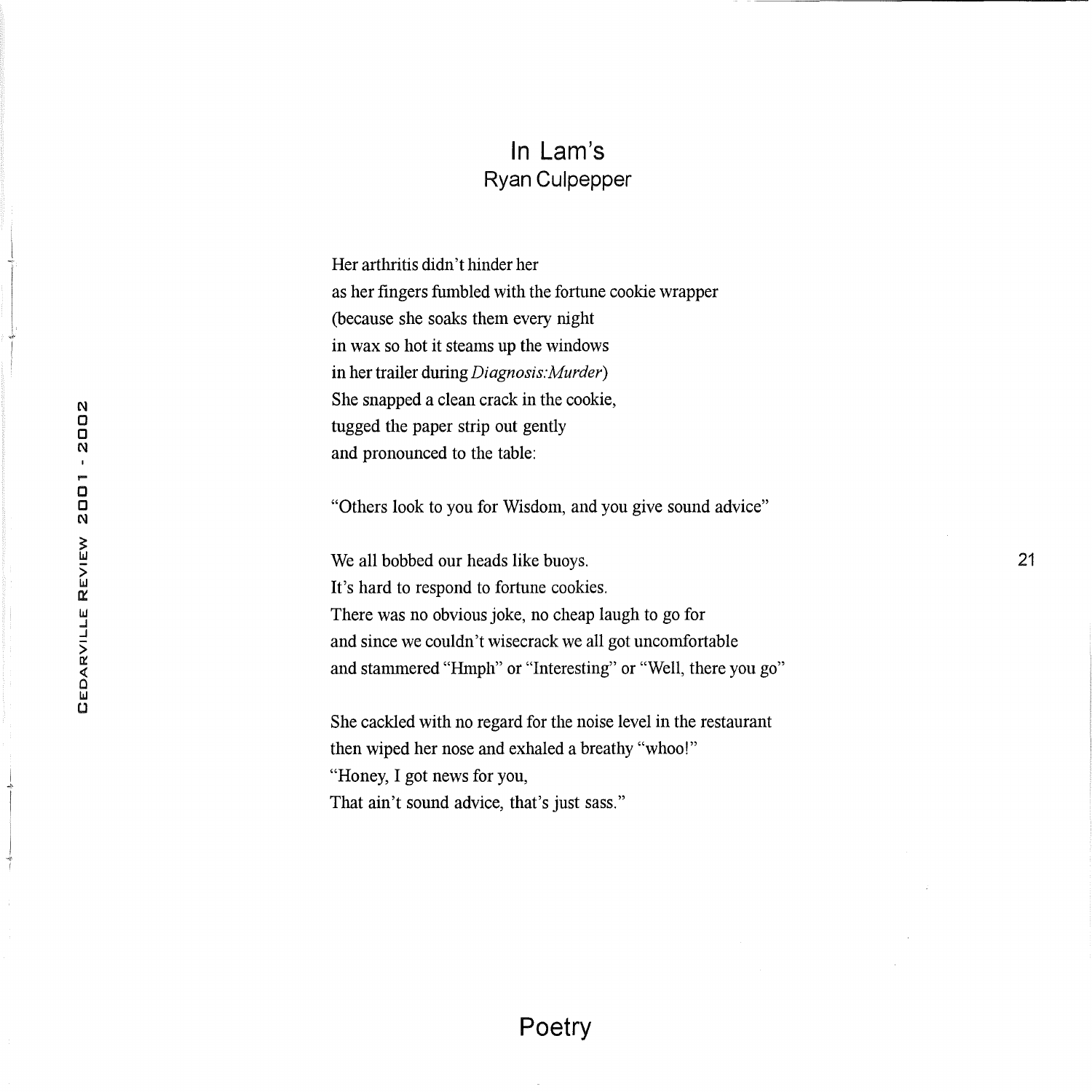# In Lam's

## Ryan Culpepper

Her arthritis didn't hinder her
as her fingers fumbled with the fortune cookie wrapper
(because she soaks them every night
in wax so hot it steams up the windows
in her trailer during *Diagnosis:Murder*)
She snapped a clean crack in the cookie,
tugged the paper strip out gently
and pronounced to the table:

"Others look to you for Wisdom, and you give sound advice"

We all bobbed our heads like buoys.
It's hard to respond to fortune cookies.
There was no obvious joke, no cheap laugh to go for
and since we couldn't wisecrack we all got uncomfortable
and stammered "Hmph" or "Interesting" or "Well, there you go"

She cackled with no regard for the noise level in the restaurant
then wiped her nose and exhaled a breathy "whoo!"
"Honey, I got news for you,
That ain't sound advice, that's just sass."